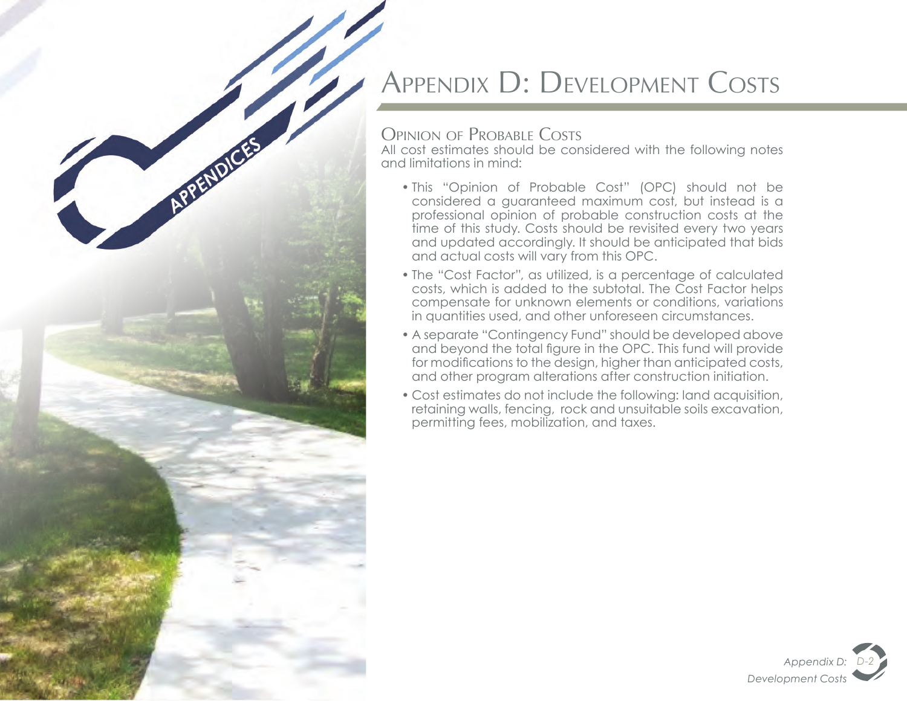# Appendix D: Development Costs

## Opinion of Probable Costs

All cost estimates should be considered with the following notes and limitations in mind:

- This "Opinion of Probable Cost" (OPC) should not be considered a guaranteed maximum cost, but instead is a professional opinion of probable construction costs at the time of this study. Costs should be revisited every two years and updated accordingly. It should be anticipated that bids and actual costs will vary from this OPC.
- The "Cost Factor", as utilized, is a percentage of calculated costs, which is added to the subtotal. The Cost Factor helps compensate for unknown elements or conditions, variations in quantities used, and other unforeseen circumstances.
- A separate "Contingency Fund" should be developed above and beyond the total figure in the OPC. This fund will provide for modifications to the design, higher than anticipated costs, and other program alterations after construction initiation.
- Cost estimates do not include the following: land acquisition, retaining walls, fencing, rock and unsuitable soils excavation, permitting fees, mobilization, and taxes.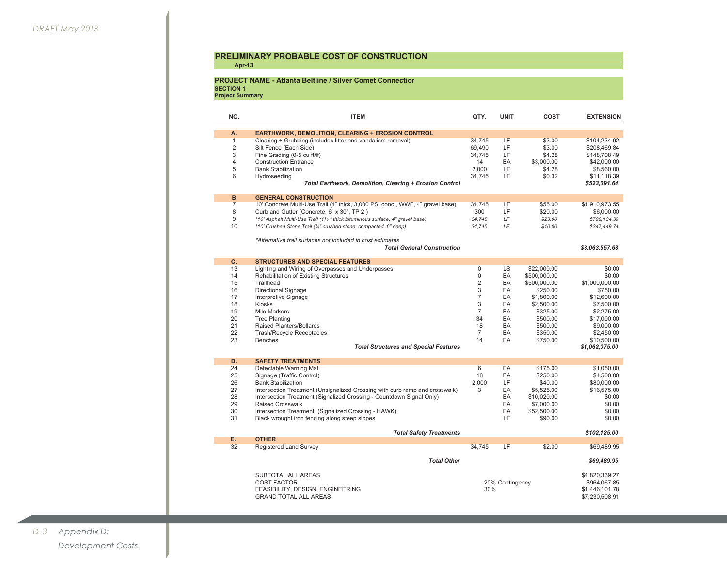DRAFT May 2013

## PRELIMINARY PROBABLE COST OF CONSTRUCTION

**Apr-13**

### PROJECT NAME - Atlanta Beltline / Silver Comet Connectior

**SECTION 1**
**Project Summary**

| NO. | ITEM | QTY. | UNIT | COST | EXTENSION |
|---|---|---|---|---|---|
| **A.** | **EARTHWORK, DEMOLITION, CLEARING + EROSION CONTROL** | | | | |
| 1 | Clearing + Grubbing (includes litter and vandalism removal) | 34,745 | LF | $3.00 | $104,234.92 |
| 2 | Silt Fence (Each Side) | 69,490 | LF | $3.00 | $208,469.84 |
| 3 | Fine Grading (0-5 cu ft/lf) | 34,745 | LF | $4.28 | $148,708.49 |
| 4 | Construction Entrance | 14 | EA | $3,000.00 | $42,000.00 |
| 5 | Bank Stabilization | 2,000 | LF | $4.28 | $8,560.00 |
| 6 | Hydroseeding | 34,745 | LF | $0.32 | $11,118.39 |
| | ***Total Earthwork, Demolition, Clearing + Erosion Control*** | | | | ***$523,091.64*** |
| **B** | **GENERAL CONSTRUCTION** | | | | |
| 7 | 10' Concrete Multi-Use Trail (4" thick, 3,000 PSI conc., WWF, 4" gravel base) | 34,745 | LF | $55.00 | $1,910,973.55 |
| 8 | Curb and Gutter (Concrete, 6" x 30", TP 2 ) | 300 | LF | $20.00 | $6,000.00 |
| 9 | *\*10' Asphalt Multi-Use Trail (1½ " thick bituminous surface, 4" gravel base)* | *34,745* | *LF* | *$23.00* | *$799,134.39* |
| 10 | *\*10' Crushed Stone Trail (¾" crushed stone, compacted, 6" deep)* | *34,745* | *LF* | *$10.00* | *$347,449.74* |
| | *\*Alternative trail surfaces not included in cost estimates* | | | | |
| | ***Total General Construction*** | | | | ***$3,063,557.68*** |
| **C.** | **STRUCTURES AND SPECIAL FEATURES** | | | | |
| 13 | Lighting and Wiring of Overpasses and Underpasses | 0 | LS | $22,000.00 | $0.00 |
| 14 | Rehabilitation of Existing Structures | 0 | EA | $500,000.00 | $0.00 |
| 15 | Trailhead | 2 | EA | $500,000.00 | $1,000,000.00 |
| 16 | Directional Signage | 3 | EA | $250.00 | $750.00 |
| 17 | Interpretive Signage | 7 | EA | $1,800.00 | $12,600.00 |
| 18 | Kiosks | 3 | EA | $2,500.00 | $7,500.00 |
| 19 | Mile Markers | 7 | EA | $325.00 | $2,275.00 |
| 20 | Tree Planting | 34 | EA | $500.00 | $17,000.00 |
| 21 | Raised Planters/Bollards | 18 | EA | $500.00 | $9,000.00 |
| 22 | Trash/Recycle Receptacles | 7 | EA | $350.00 | $2,450.00 |
| 23 | Benches | 14 | EA | $750.00 | $10,500.00 |
| | ***Total Structures and Special Features*** | | | | ***$1,062,075.00*** |
| **D.** | **SAFETY TREATMENTS** | | | | |
| 24 | Detectable Warning Mat | 6 | EA | $175.00 | $1,050.00 |
| 25 | Signage (Traffic Control) | 18 | EA | $250.00 | $4,500.00 |
| 26 | Bank Stabilization | 2,000 | LF | $40.00 | $80,000.00 |
| 27 | Intersection Treatment (Unsignalized Crossing with curb ramp and crosswalk) | 3 | EA | $5,525.00 | $16,575.00 |
| 28 | Intersection Treatment (Signalized Crossing - Countdown Signal Only) | | EA | $10,020.00 | $0.00 |
| 29 | Raised Crosswalk | | EA | $7,000.00 | $0.00 |
| 30 | Intersection Treatment (Signalized Crossing - HAWK) | | EA | $52,500.00 | $0.00 |
| 31 | Black wrought iron fencing along steep slopes | | LF | $90.00 | $0.00 |
| | ***Total Safety Treatments*** | | | | ***$102,125.00*** |
| **E.** | **OTHER** | | | | |
| 32 | Registered Land Survey | 34,745 | LF | $2.00 | $69,489.95 |
| | ***Total Other*** | | | | ***$69,489.95*** |
| | SUBTOTAL ALL AREAS | | | | $4,820,339.27 |
| | COST FACTOR | 20% Contingency | | | $964,067.85 |
| | FEASIBILITY, DESIGN, ENGINEERING | 30% | | | $1,446,101.78 |
| | GRAND TOTAL ALL AREAS | | | | $7,230,508.91 |

Appendix D: Development Costs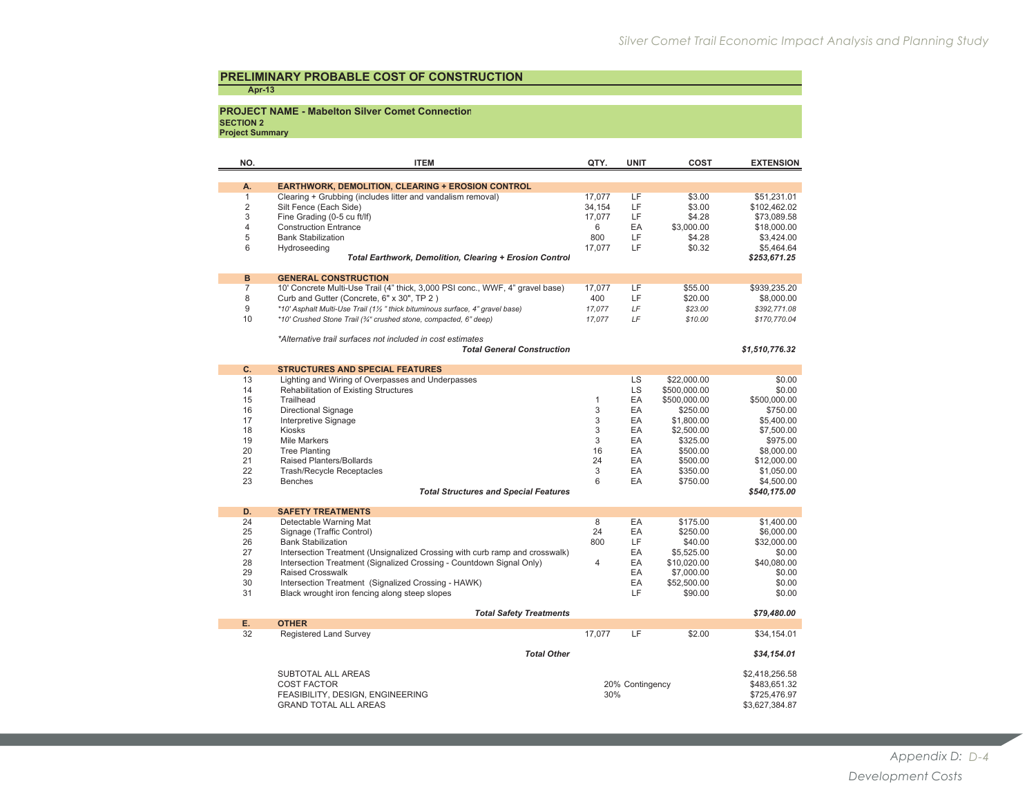## PRELIMINARY PROBABLE COST OF CONSTRUCTION

**Apr-13**

**PROJECT NAME - Mabelton Silver Comet Connection**
**SECTION 2**
**Project Summary**

| NO. | ITEM | QTY. | UNIT | COST | EXTENSION |
|---|---|---|---|---|---|
| **A.** | **EARTHWORK, DEMOLITION, CLEARING + EROSION CONTROL** | | | | |
| 1 | Clearing + Grubbing (includes litter and vandalism removal) | 17,077 | LF | $3.00 | $51,231.01 |
| 2 | Silt Fence (Each Side) | 34,154 | LF | $3.00 | $102,462.02 |
| 3 | Fine Grading (0-5 cu ft/lf) | 17,077 | LF | $4.28 | $73,089.58 |
| 4 | Construction Entrance | 6 | EA | $3,000.00 | $18,000.00 |
| 5 | Bank Stabilization | 800 | LF | $4.28 | $3,424.00 |
| 6 | Hydroseeding | 17,077 | LF | $0.32 | $5,464.64 |
| | ***Total Earthwork, Demolition, Clearing + Erosion Control*** | | | | ***$253,671.25*** |
| **B** | **GENERAL CONSTRUCTION** | | | | |
| 7 | 10' Concrete Multi-Use Trail (4" thick, 3,000 PSI conc., WWF, 4" gravel base) | 17,077 | LF | $55.00 | $939,235.20 |
| 8 | Curb and Gutter (Concrete, 6" x 30", TP 2 ) | 400 | LF | $20.00 | $8,000.00 |
| 9 | *\*10' Asphalt Multi-Use Trail (1½ " thick bituminous surface, 4" gravel base)* | *17,077* | *LF* | *$23.00* | *$392,771.08* |
| 10 | *\*10' Crushed Stone Trail (¾" crushed stone, compacted, 6" deep)* | *17,077* | *LF* | *$10.00* | *$170,770.04* |
| | *\*Alternative trail surfaces not included in cost estimates* | | | | |
| | ***Total General Construction*** | | | | ***$1,510,776.32*** |
| **C.** | **STRUCTURES AND SPECIAL FEATURES** | | | | |
| 13 | Lighting and Wiring of Overpasses and Underpasses | | LS | $22,000.00 | $0.00 |
| 14 | Rehabilitation of Existing Structures | | LS | $500,000.00 | $0.00 |
| 15 | Trailhead | 1 | EA | $500,000.00 | $500,000.00 |
| 16 | Directional Signage | 3 | EA | $250.00 | $750.00 |
| 17 | Interpretive Signage | 3 | EA | $1,800.00 | $5,400.00 |
| 18 | Kiosks | 3 | EA | $2,500.00 | $7,500.00 |
| 19 | Mile Markers | 3 | EA | $325.00 | $975.00 |
| 20 | Tree Planting | 16 | EA | $500.00 | $8,000.00 |
| 21 | Raised Planters/Bollards | 24 | EA | $500.00 | $12,000.00 |
| 22 | Trash/Recycle Receptacles | 3 | EA | $350.00 | $1,050.00 |
| 23 | Benches | 6 | EA | $750.00 | $4,500.00 |
| | ***Total Structures and Special Features*** | | | | ***$540,175.00*** |
| **D.** | **SAFETY TREATMENTS** | | | | |
| 24 | Detectable Warning Mat | 8 | EA | $175.00 | $1,400.00 |
| 25 | Signage (Traffic Control) | 24 | EA | $250.00 | $6,000.00 |
| 26 | Bank Stabilization | 800 | LF | $40.00 | $32,000.00 |
| 27 | Intersection Treatment (Unsignalized Crossing with curb ramp and crosswalk) | | EA | $5,525.00 | $0.00 |
| 28 | Intersection Treatment (Signalized Crossing - Countdown Signal Only) | 4 | EA | $10,020.00 | $40,080.00 |
| 29 | Raised Crosswalk | | EA | $7,000.00 | $0.00 |
| 30 | Intersection Treatment (Signalized Crossing - HAWK) | | EA | $52,500.00 | $0.00 |
| 31 | Black wrought iron fencing along steep slopes | | LF | $90.00 | $0.00 |
| | ***Total Safety Treatments*** | | | | ***$79,480.00*** |
| **E.** | **OTHER** | | | | |
| 32 | Registered Land Survey | 17,077 | LF | $2.00 | $34,154.01 |
| | ***Total Other*** | | | | ***$34,154.01*** |
| | SUBTOTAL ALL AREAS | | | | $2,418,256.58 |
| | COST FACTOR | 20% Contingency | | | $483,651.32 |
| | FEASIBILITY, DESIGN, ENGINEERING | 30% | | | $725,476.97 |
| | GRAND TOTAL ALL AREAS | | | | $3,627,384.87 |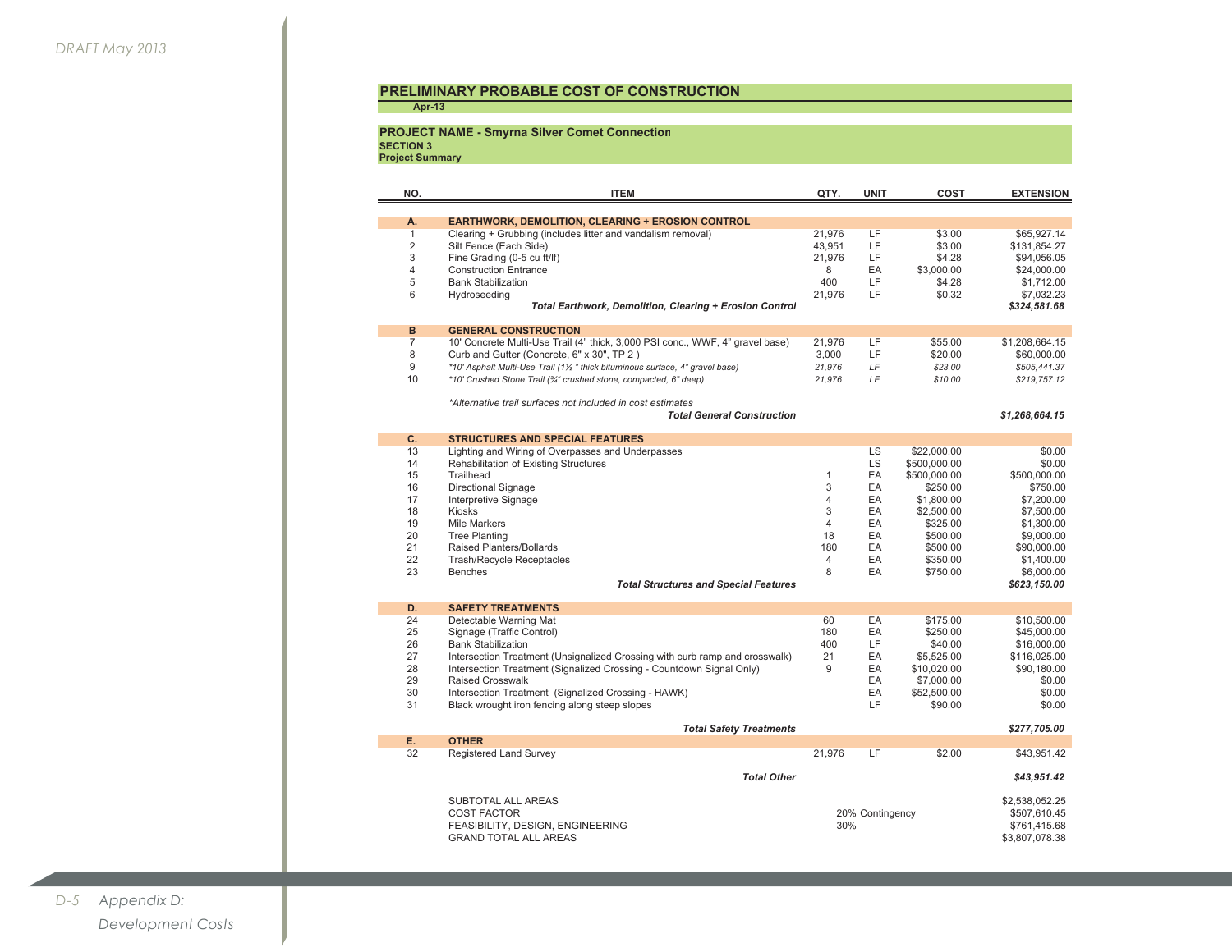## PRELIMINARY PROBABLE COST OF CONSTRUCTION

**Apr-13**

**PROJECT NAME - Smyrna Silver Comet Connection**
**SECTION 3**
**Project Summary**

| NO. | ITEM | QTY. | UNIT | COST | EXTENSION |
|---|---|---|---|---|---|
| **A.** | **EARTHWORK, DEMOLITION, CLEARING + EROSION CONTROL** | | | | |
| 1 | Clearing + Grubbing (includes litter and vandalism removal) | 21,976 | LF | $3.00 | $65,927.14 |
| 2 | Silt Fence (Each Side) | 43,951 | LF | $3.00 | $131,854.27 |
| 3 | Fine Grading (0-5 cu ft/lf) | 21,976 | LF | $4.28 | $94,056.05 |
| 4 | Construction Entrance | 8 | EA | $3,000.00 | $24,000.00 |
| 5 | Bank Stabilization | 400 | LF | $4.28 | $1,712.00 |
| 6 | Hydroseeding | 21,976 | LF | $0.32 | $7,032.23 |
| | ***Total Earthwork, Demolition, Clearing + Erosion Control*** | | | | ***$324,581.68*** |
| **B** | **GENERAL CONSTRUCTION** | | | | |
| 7 | 10' Concrete Multi-Use Trail (4" thick, 3,000 PSI conc., WWF, 4" gravel base) | 21,976 | LF | $55.00 | $1,208,664.15 |
| 8 | Curb and Gutter (Concrete, 6" x 30", TP 2 ) | 3,000 | LF | $20.00 | $60,000.00 |
| 9 | *\*10' Asphalt Multi-Use Trail (1½ " thick bituminous surface, 4" gravel base)* | *21,976* | *LF* | *$23.00* | *$505,441.37* |
| 10 | *\*10' Crushed Stone Trail (¾" crushed stone, compacted, 6" deep)* | *21,976* | *LF* | *$10.00* | *$219,757.12* |
| | *\*Alternative trail surfaces not included in cost estimates* | | | | |
| | ***Total General Construction*** | | | | ***$1,268,664.15*** |
| **C.** | **STRUCTURES AND SPECIAL FEATURES** | | | | |
| 13 | Lighting and Wiring of Overpasses and Underpasses | | LS | $22,000.00 | $0.00 |
| 14 | Rehabilitation of Existing Structures | | LS | $500,000.00 | $0.00 |
| 15 | Trailhead | 1 | EA | $500,000.00 | $500,000.00 |
| 16 | Directional Signage | 3 | EA | $250.00 | $750.00 |
| 17 | Interpretive Signage | 4 | EA | $1,800.00 | $7,200.00 |
| 18 | Kiosks | 3 | EA | $2,500.00 | $7,500.00 |
| 19 | Mile Markers | 4 | EA | $325.00 | $1,300.00 |
| 20 | Tree Planting | 18 | EA | $500.00 | $9,000.00 |
| 21 | Raised Planters/Bollards | 180 | EA | $500.00 | $90,000.00 |
| 22 | Trash/Recycle Receptacles | 4 | EA | $350.00 | $1,400.00 |
| 23 | Benches | 8 | EA | $750.00 | $6,000.00 |
| | ***Total Structures and Special Features*** | | | | ***$623,150.00*** |
| **D.** | **SAFETY TREATMENTS** | | | | |
| 24 | Detectable Warning Mat | 60 | EA | $175.00 | $10,500.00 |
| 25 | Signage (Traffic Control) | 180 | EA | $250.00 | $45,000.00 |
| 26 | Bank Stabilization | 400 | LF | $40.00 | $16,000.00 |
| 27 | Intersection Treatment (Unsignalized Crossing with curb ramp and crosswalk) | 21 | EA | $5,525.00 | $116,025.00 |
| 28 | Intersection Treatment (Signalized Crossing - Countdown Signal Only) | 9 | EA | $10,020.00 | $90,180.00 |
| 29 | Raised Crosswalk | | EA | $7,000.00 | $0.00 |
| 30 | Intersection Treatment (Signalized Crossing - HAWK) | | EA | $52,500.00 | $0.00 |
| 31 | Black wrought iron fencing along steep slopes | | LF | $90.00 | $0.00 |
| | ***Total Safety Treatments*** | | | | ***$277,705.00*** |
| **E.** | **OTHER** | | | | |
| 32 | Registered Land Survey | 21,976 | LF | $2.00 | $43,951.42 |
| | ***Total Other*** | | | | ***$43,951.42*** |
| | SUBTOTAL ALL AREAS | | | | $2,538,052.25 |
| | COST FACTOR | 20% Contingency | | | $507,610.45 |
| | FEASIBILITY, DESIGN, ENGINEERING | 30% | | | $761,415.68 |
| | GRAND TOTAL ALL AREAS | | | | $3,807,078.38 |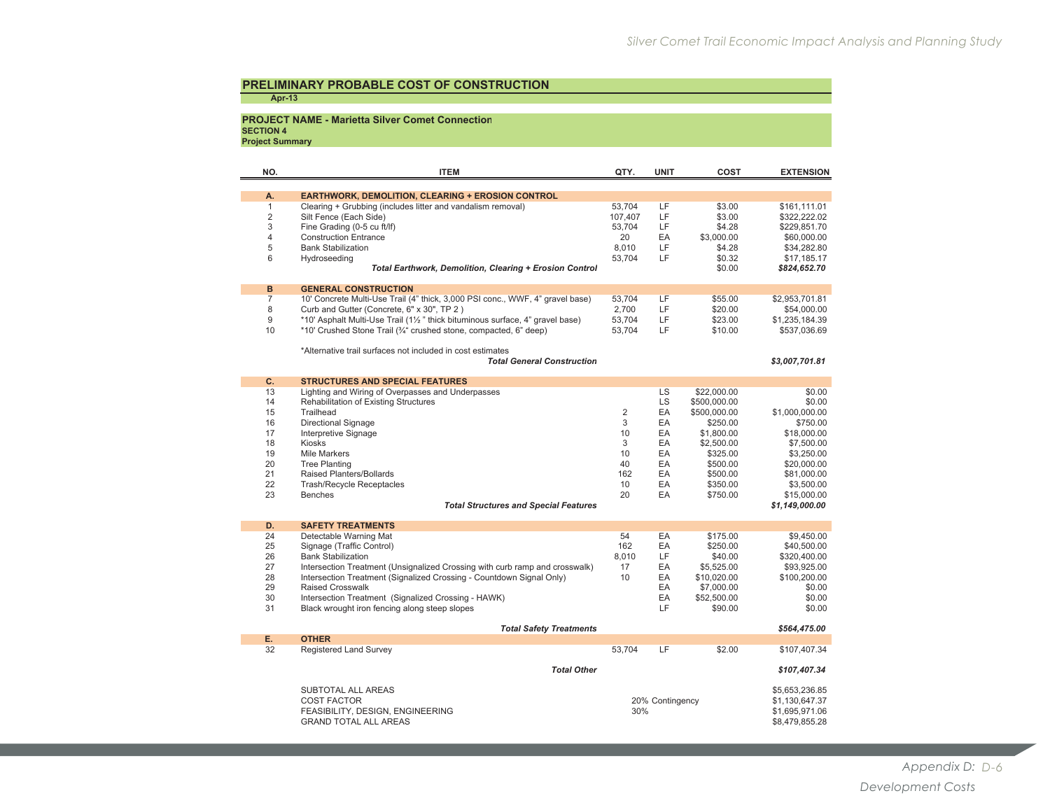# PRELIMINARY PROBABLE COST OF CONSTRUCTION

**Apr-13**

**PROJECT NAME - Marietta Silver Comet Connection**
**SECTION 4**
**Project Summary**

| NO. | ITEM | QTY. | UNIT | COST | EXTENSION |
|---|---|---|---|---|---|
| **A.** | **EARTHWORK, DEMOLITION, CLEARING + EROSION CONTROL** | | | | |
| 1 | Clearing + Grubbing (includes litter and vandalism removal) | 53,704 | LF | $3.00 | $161,111.01 |
| 2 | Silt Fence (Each Side) | 107,407 | LF | $3.00 | $322,222.02 |
| 3 | Fine Grading (0-5 cu ft/lf) | 53,704 | LF | $4.28 | $229,851.70 |
| 4 | Construction Entrance | 20 | EA | $3,000.00 | $60,000.00 |
| 5 | Bank Stabilization | 8,010 | LF | $4.28 | $34,282.80 |
| 6 | Hydroseeding | 53,704 | LF | $0.32 | $17,185.17 |
| | ***Total Earthwork, Demolition, Clearing + Erosion Control*** | | | $0.00 | ***$824,652.70*** |
| **B** | **GENERAL CONSTRUCTION** | | | | |
| 7 | 10' Concrete Multi-Use Trail (4" thick, 3,000 PSI conc., WWF, 4" gravel base) | 53,704 | LF | $55.00 | $2,953,701.81 |
| 8 | Curb and Gutter (Concrete, 6" x 30", TP 2 ) | 2,700 | LF | $20.00 | $54,000.00 |
| 9 | *10' Asphalt Multi-Use Trail (1½ " thick bituminous surface, 4" gravel base) | 53,704 | LF | $23.00 | $1,235,184.39 |
| 10 | *10' Crushed Stone Trail (¾" crushed stone, compacted, 6" deep) | 53,704 | LF | $10.00 | $537,036.69 |
| | *Alternative trail surfaces not included in cost estimates | | | | |
| | ***Total General Construction*** | | | | ***$3,007,701.81*** |
| **C.** | **STRUCTURES AND SPECIAL FEATURES** | | | | |
| 13 | Lighting and Wiring of Overpasses and Underpasses | | LS | $22,000.00 | $0.00 |
| 14 | Rehabilitation of Existing Structures | | LS | $500,000.00 | $0.00 |
| 15 | Trailhead | 2 | EA | $500,000.00 | $1,000,000.00 |
| 16 | Directional Signage | 3 | EA | $250.00 | $750.00 |
| 17 | Interpretive Signage | 10 | EA | $1,800.00 | $18,000.00 |
| 18 | Kiosks | 3 | EA | $2,500.00 | $7,500.00 |
| 19 | Mile Markers | 10 | EA | $325.00 | $3,250.00 |
| 20 | Tree Planting | 40 | EA | $500.00 | $20,000.00 |
| 21 | Raised Planters/Bollards | 162 | EA | $500.00 | $81,000.00 |
| 22 | Trash/Recycle Receptacles | 10 | EA | $350.00 | $3,500.00 |
| 23 | Benches | 20 | EA | $750.00 | $15,000.00 |
| | ***Total Structures and Special Features*** | | | | ***$1,149,000.00*** |
| **D.** | **SAFETY TREATMENTS** | | | | |
| 24 | Detectable Warning Mat | 54 | EA | $175.00 | $9,450.00 |
| 25 | Signage (Traffic Control) | 162 | EA | $250.00 | $40,500.00 |
| 26 | Bank Stabilization | 8,010 | LF | $40.00 | $320,400.00 |
| 27 | Intersection Treatment (Unsignalized Crossing with curb ramp and crosswalk) | 17 | EA | $5,525.00 | $93,925.00 |
| 28 | Intersection Treatment (Signalized Crossing - Countdown Signal Only) | 10 | EA | $10,020.00 | $100,200.00 |
| 29 | Raised Crosswalk | | EA | $7,000.00 | $0.00 |
| 30 | Intersection Treatment (Signalized Crossing - HAWK) | | EA | $52,500.00 | $0.00 |
| 31 | Black wrought iron fencing along steep slopes | | LF | $90.00 | $0.00 |
| | ***Total Safety Treatments*** | | | | ***$564,475.00*** |
| **E.** | **OTHER** | | | | |
| 32 | Registered Land Survey | 53,704 | LF | $2.00 | $107,407.34 |
| | ***Total Other*** | | | | ***$107,407.34*** |
| | SUBTOTAL ALL AREAS | | | | $5,653,236.85 |
| | COST FACTOR | 20% Contingency | | | $1,130,647.37 |
| | FEASIBILITY, DESIGN, ENGINEERING | 30% | | | $1,695,971.06 |
| | GRAND TOTAL ALL AREAS | | | | $8,479,855.28 |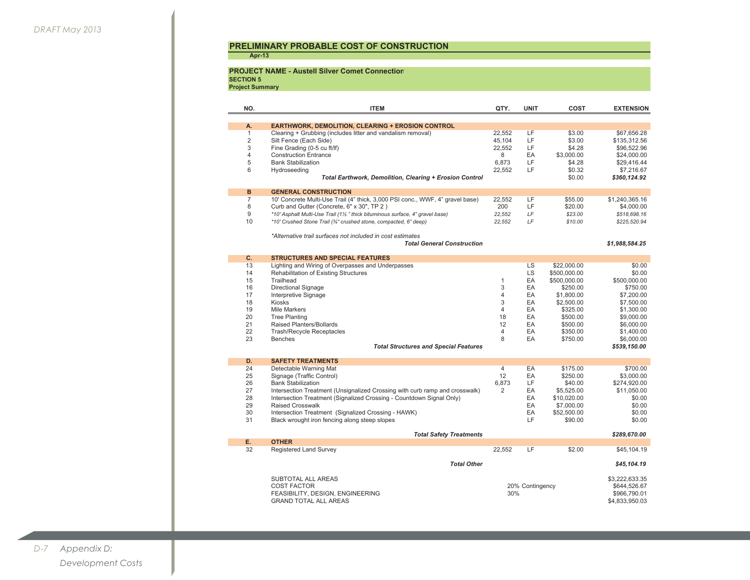# PRELIMINARY PROBABLE COST OF CONSTRUCTION

**Apr-13**

**PROJECT NAME - Austell Silver Comet Connection**
**SECTION 5**
**Project Summary**

| NO. | ITEM | QTY. | UNIT | COST | EXTENSION |
|---|---|---|---|---|---|
| **A.** | **EARTHWORK, DEMOLITION, CLEARING + EROSION CONTROL** | | | | |
| 1 | Clearing + Grubbing (includes litter and vandalism removal) | 22,552 | LF | $3.00 | $67,656.28 |
| 2 | Silt Fence (Each Side) | 45,104 | LF | $3.00 | $135,312.56 |
| 3 | Fine Grading (0-5 cu ft/lf) | 22,552 | LF | $4.28 | $96,522.96 |
| 4 | Construction Entrance | 8 | EA | $3,000.00 | $24,000.00 |
| 5 | Bank Stabilization | 6,873 | LF | $4.28 | $29,416.44 |
| 6 | Hydroseeding | 22,552 | LF | $0.32 | $7,216.67 |
| | ***Total Earthwork, Demolition, Clearing + Erosion Control*** | | | $0.00 | ***$360,124.92*** |
| **B** | **GENERAL CONSTRUCTION** | | | | |
| 7 | 10' Concrete Multi-Use Trail (4" thick, 3,000 PSI conc., WWF, 4" gravel base) | 22,552 | LF | $55.00 | $1,240,365.16 |
| 8 | Curb and Gutter (Concrete, 6" x 30", TP 2 ) | 200 | LF | $20.00 | $4,000.00 |
| 9 | *\*10' Asphalt Multi-Use Trail (1½ " thick bituminous surface, 4" gravel base)* | *22,552* | *LF* | *$23.00* | *$518,698.16* |
| 10 | *\*10' Crushed Stone Trail (¾" crushed stone, compacted, 6" deep)* | *22,552* | *LF* | *$10.00* | *$225,520.94* |
| | *\*Alternative trail surfaces not included in cost estimates* | | | | |
| | ***Total General Construction*** | | | | ***$1,988,584.25*** |
| **C.** | **STRUCTURES AND SPECIAL FEATURES** | | | | |
| 13 | Lighting and Wiring of Overpasses and Underpasses | | LS | $22,000.00 | $0.00 |
| 14 | Rehabilitation of Existing Structures | | LS | $500,000.00 | $0.00 |
| 15 | Trailhead | 1 | EA | $500,000.00 | $500,000.00 |
| 16 | Directional Signage | 3 | EA | $250.00 | $750.00 |
| 17 | Interpretive Signage | 4 | EA | $1,800.00 | $7,200.00 |
| 18 | Kiosks | 3 | EA | $2,500.00 | $7,500.00 |
| 19 | Mile Markers | 4 | EA | $325.00 | $1,300.00 |
| 20 | Tree Planting | 18 | EA | $500.00 | $9,000.00 |
| 21 | Raised Planters/Bollards | 12 | EA | $500.00 | $6,000.00 |
| 22 | Trash/Recycle Receptacles | 4 | EA | $350.00 | $1,400.00 |
| 23 | Benches | 8 | EA | $750.00 | $6,000.00 |
| | ***Total Structures and Special Features*** | | | | ***$539,150.00*** |
| **D.** | **SAFETY TREATMENTS** | | | | |
| 24 | Detectable Warning Mat | 4 | EA | $175.00 | $700.00 |
| 25 | Signage (Traffic Control) | 12 | EA | $250.00 | $3,000.00 |
| 26 | Bank Stabilization | 6,873 | LF | $40.00 | $274,920.00 |
| 27 | Intersection Treatment (Unsignalized Crossing with curb ramp and crosswalk) | 2 | EA | $5,525.00 | $11,050.00 |
| 28 | Intersection Treatment (Signalized Crossing - Countdown Signal Only) | | EA | $10,020.00 | $0.00 |
| 29 | Raised Crosswalk | | EA | $7,000.00 | $0.00 |
| 30 | Intersection Treatment (Signalized Crossing - HAWK) | | EA | $52,500.00 | $0.00 |
| 31 | Black wrought iron fencing along steep slopes | | LF | $90.00 | $0.00 |
| | ***Total Safety Treatments*** | | | | ***$289,670.00*** |
| **E.** | **OTHER** | | | | |
| 32 | Registered Land Survey | 22,552 | LF | $2.00 | $45,104.19 |
| | ***Total Other*** | | | | ***$45,104.19*** |
| | SUBTOTAL ALL AREAS | | | | $3,222,633.35 |
| | COST FACTOR | 20% Contingency | | | $644,526.67 |
| | FEASIBILITY, DESIGN, ENGINEERING | 30% | | | $966,790.01 |
| | GRAND TOTAL ALL AREAS | | | | $4,833,950.03 |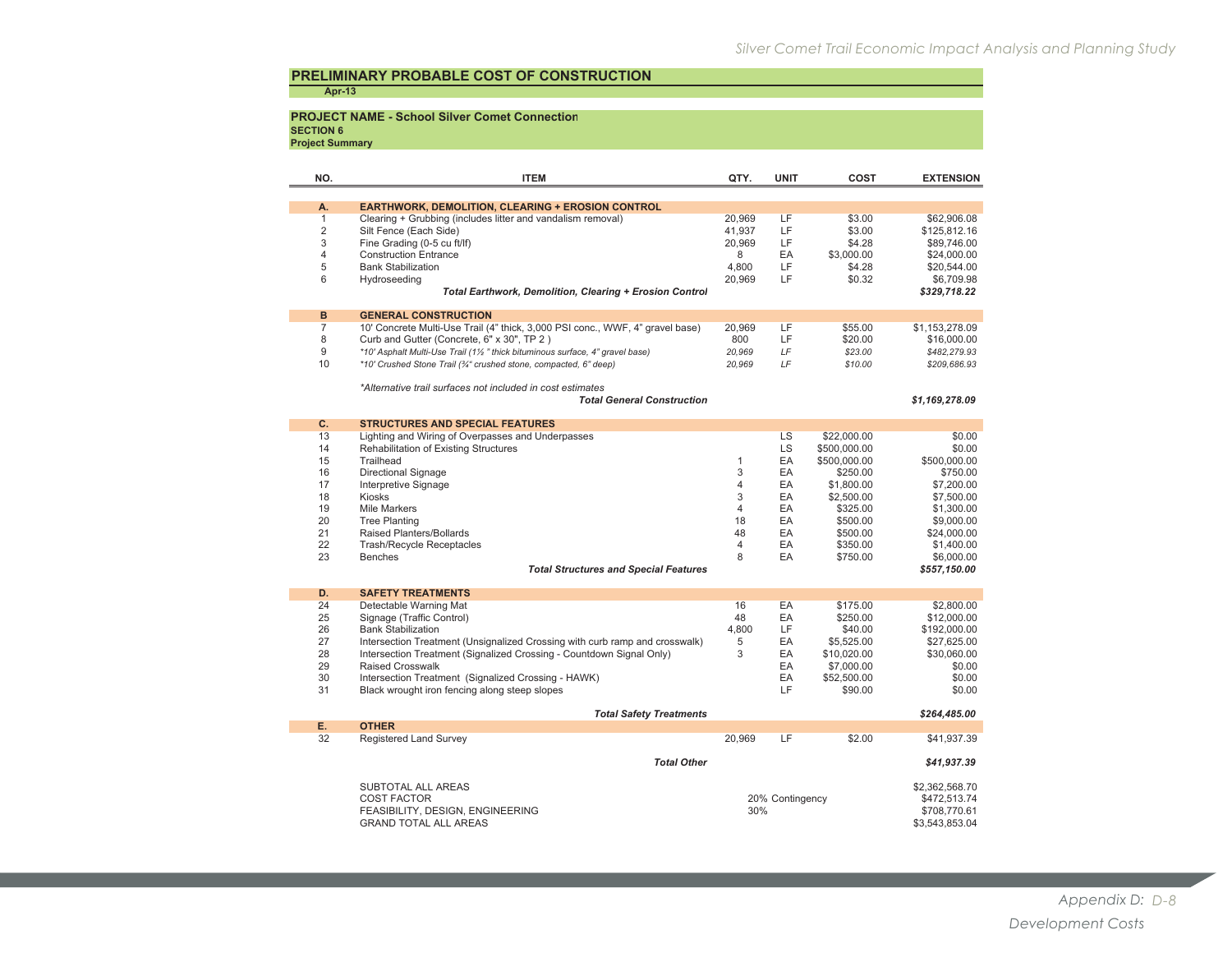## PRELIMINARY PROBABLE COST OF CONSTRUCTION

**Apr-13**

**PROJECT NAME - School Silver Comet Connection**
**SECTION 6**
**Project Summary**

| NO. | ITEM | QTY. | UNIT | COST | EXTENSION |
|---|---|---|---|---|---|
| **A.** | **EARTHWORK, DEMOLITION, CLEARING + EROSION CONTROL** | | | | |
| 1 | Clearing + Grubbing (includes litter and vandalism removal) | 20,969 | LF | $3.00 | $62,906.08 |
| 2 | Silt Fence (Each Side) | 41,937 | LF | $3.00 | $125,812.16 |
| 3 | Fine Grading (0-5 cu ft/lf) | 20,969 | LF | $4.28 | $89,746.00 |
| 4 | Construction Entrance | 8 | EA | $3,000.00 | $24,000.00 |
| 5 | Bank Stabilization | 4,800 | LF | $4.28 | $20,544.00 |
| 6 | Hydroseeding | 20,969 | LF | $0.32 | $6,709.98 |
| | ***Total Earthwork, Demolition, Clearing + Erosion Control*** | | | | ***$329,718.22*** |
| **B** | **GENERAL CONSTRUCTION** | | | | |
| 7 | 10' Concrete Multi-Use Trail (4" thick, 3,000 PSI conc., WWF, 4" gravel base) | 20,969 | LF | $55.00 | $1,153,278.09 |
| 8 | Curb and Gutter (Concrete, 6" x 30", TP 2 ) | 800 | LF | $20.00 | $16,000.00 |
| 9 | *\*10' Asphalt Multi-Use Trail (1½ " thick bituminous surface, 4" gravel base)* | *20,969* | *LF* | *$23.00* | *$482,279.93* |
| 10 | *\*10' Crushed Stone Trail (¾" crushed stone, compacted, 6" deep)* | *20,969* | *LF* | *$10.00* | *$209,686.93* |
| | *\*Alternative trail surfaces not included in cost estimates* | | | | |
| | ***Total General Construction*** | | | | ***$1,169,278.09*** |
| **C.** | **STRUCTURES AND SPECIAL FEATURES** | | | | |
| 13 | Lighting and Wiring of Overpasses and Underpasses | | LS | $22,000.00 | $0.00 |
| 14 | Rehabilitation of Existing Structures | | LS | $500,000.00 | $0.00 |
| 15 | Trailhead | 1 | EA | $500,000.00 | $500,000.00 |
| 16 | Directional Signage | 3 | EA | $250.00 | $750.00 |
| 17 | Interpretive Signage | 4 | EA | $1,800.00 | $7,200.00 |
| 18 | Kiosks | 3 | EA | $2,500.00 | $7,500.00 |
| 19 | Mile Markers | 4 | EA | $325.00 | $1,300.00 |
| 20 | Tree Planting | 18 | EA | $500.00 | $9,000.00 |
| 21 | Raised Planters/Bollards | 48 | EA | $500.00 | $24,000.00 |
| 22 | Trash/Recycle Receptacles | 4 | EA | $350.00 | $1,400.00 |
| 23 | Benches | 8 | EA | $750.00 | $6,000.00 |
| | ***Total Structures and Special Features*** | | | | ***$557,150.00*** |
| **D.** | **SAFETY TREATMENTS** | | | | |
| 24 | Detectable Warning Mat | 16 | EA | $175.00 | $2,800.00 |
| 25 | Signage (Traffic Control) | 48 | EA | $250.00 | $12,000.00 |
| 26 | Bank Stabilization | 4,800 | LF | $40.00 | $192,000.00 |
| 27 | Intersection Treatment (Unsignalized Crossing with curb ramp and crosswalk) | 5 | EA | $5,525.00 | $27,625.00 |
| 28 | Intersection Treatment (Signalized Crossing - Countdown Signal Only) | 3 | EA | $10,020.00 | $30,060.00 |
| 29 | Raised Crosswalk | | EA | $7,000.00 | $0.00 |
| 30 | Intersection Treatment (Signalized Crossing - HAWK) | | EA | $52,500.00 | $0.00 |
| 31 | Black wrought iron fencing along steep slopes | | LF | $90.00 | $0.00 |
| | ***Total Safety Treatments*** | | | | ***$264,485.00*** |
| **E.** | **OTHER** | | | | |
| 32 | Registered Land Survey | 20,969 | LF | $2.00 | $41,937.39 |
| | ***Total Other*** | | | | ***$41,937.39*** |
| | SUBTOTAL ALL AREAS | | | | $2,362,568.70 |
| | COST FACTOR | 20% Contingency | | | $472,513.74 |
| | FEASIBILITY, DESIGN, ENGINEERING | 30% | | | $708,770.61 |
| | GRAND TOTAL ALL AREAS | | | | $3,543,853.04 |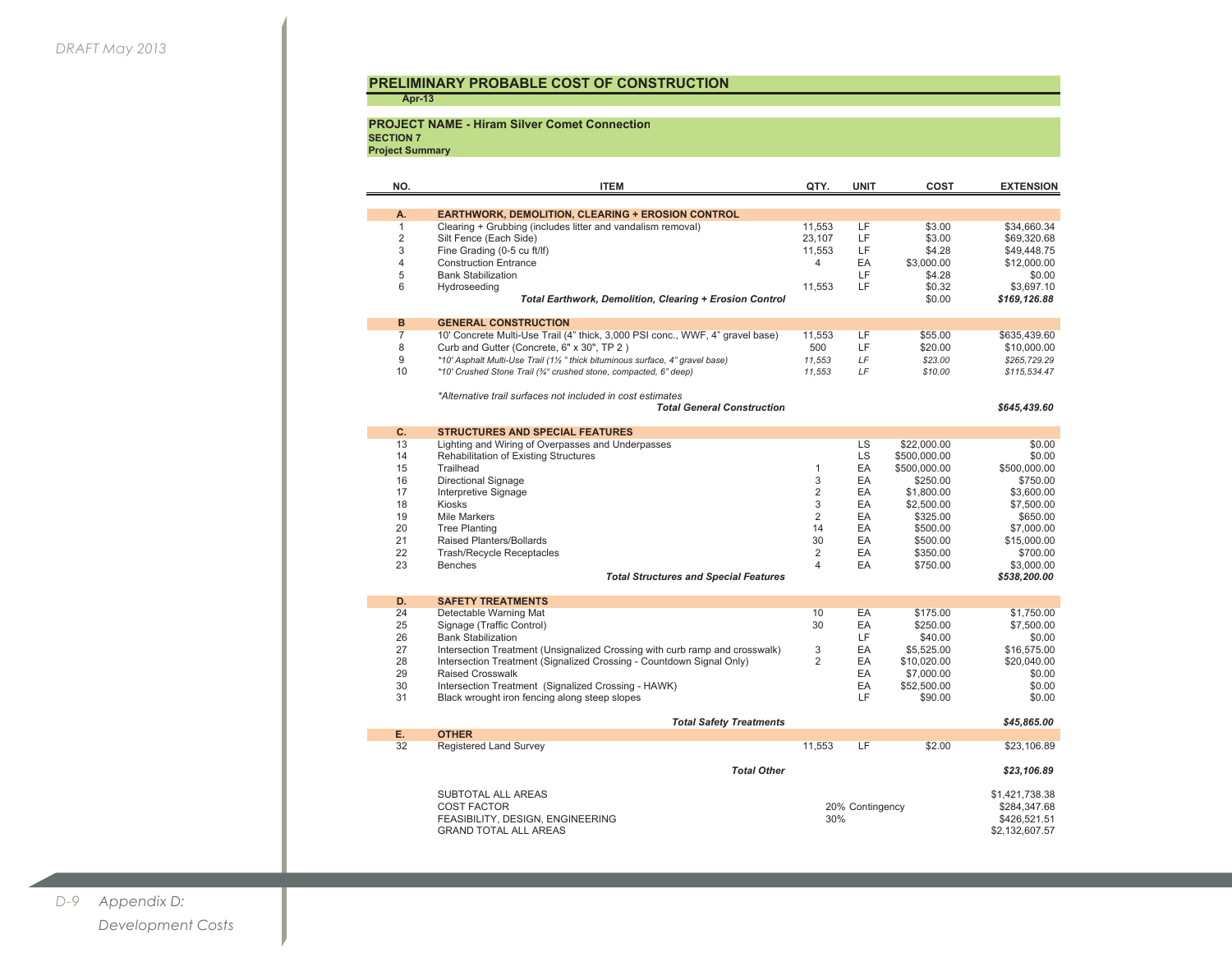# PRELIMINARY PROBABLE COST OF CONSTRUCTION

**Apr-13**

**PROJECT NAME - Hiram Silver Comet Connection**
**SECTION 7**
**Project Summary**

| NO. | ITEM | QTY. | UNIT | COST | EXTENSION |
|---|---|---|---|---|---|
| **A.** | **EARTHWORK, DEMOLITION, CLEARING + EROSION CONTROL** | | | | |
| 1 | Clearing + Grubbing (includes litter and vandalism removal) | 11,553 | LF | $3.00 | $34,660.34 |
| 2 | Silt Fence (Each Side) | 23,107 | LF | $3.00 | $69,320.68 |
| 3 | Fine Grading (0-5 cu ft/lf) | 11,553 | LF | $4.28 | $49,448.75 |
| 4 | Construction Entrance | 4 | EA | $3,000.00 | $12,000.00 |
| 5 | Bank Stabilization | | LF | $4.28 | $0.00 |
| 6 | Hydroseeding | 11,553 | LF | $0.32 | $3,697.10 |
| | ***Total Earthwork, Demolition, Clearing + Erosion Control*** | | | $0.00 | ***$169,126.88*** |
| **B** | **GENERAL CONSTRUCTION** | | | | |
| 7 | 10' Concrete Multi-Use Trail (4" thick, 3,000 PSI conc., WWF, 4" gravel base) | 11,553 | LF | $55.00 | $635,439.60 |
| 8 | Curb and Gutter (Concrete, 6" x 30", TP 2 ) | 500 | LF | $20.00 | $10,000.00 |
| 9 | *\*10' Asphalt Multi-Use Trail (1½ " thick bituminous surface, 4" gravel base)* | *11,553* | *LF* | *$23.00* | *$265,729.29* |
| 10 | *\*10' Crushed Stone Trail (¾" crushed stone, compacted, 6" deep)* | *11,553* | *LF* | *$10.00* | *$115,534.47* |
| | *\*Alternative trail surfaces not included in cost estimates* | | | | |
| | ***Total General Construction*** | | | | ***$645,439.60*** |
| **C.** | **STRUCTURES AND SPECIAL FEATURES** | | | | |
| 13 | Lighting and Wiring of Overpasses and Underpasses | | LS | $22,000.00 | $0.00 |
| 14 | Rehabilitation of Existing Structures | | LS | $500,000.00 | $0.00 |
| 15 | Trailhead | 1 | EA | $500,000.00 | $500,000.00 |
| 16 | Directional Signage | 3 | EA | $250.00 | $750.00 |
| 17 | Interpretive Signage | 2 | EA | $1,800.00 | $3,600.00 |
| 18 | Kiosks | 3 | EA | $2,500.00 | $7,500.00 |
| 19 | Mile Markers | 2 | EA | $325.00 | $650.00 |
| 20 | Tree Planting | 14 | EA | $500.00 | $7,000.00 |
| 21 | Raised Planters/Bollards | 30 | EA | $500.00 | $15,000.00 |
| 22 | Trash/Recycle Receptacles | 2 | EA | $350.00 | $700.00 |
| 23 | Benches | 4 | EA | $750.00 | $3,000.00 |
| | ***Total Structures and Special Features*** | | | | ***$538,200.00*** |
| **D.** | **SAFETY TREATMENTS** | | | | |
| 24 | Detectable Warning Mat | 10 | EA | $175.00 | $1,750.00 |
| 25 | Signage (Traffic Control) | 30 | EA | $250.00 | $7,500.00 |
| 26 | Bank Stabilization | | LF | $40.00 | $0.00 |
| 27 | Intersection Treatment (Unsignalized Crossing with curb ramp and crosswalk) | 3 | EA | $5,525.00 | $16,575.00 |
| 28 | Intersection Treatment (Signalized Crossing - Countdown Signal Only) | 2 | EA | $10,020.00 | $20,040.00 |
| 29 | Raised Crosswalk | | EA | $7,000.00 | $0.00 |
| 30 | Intersection Treatment (Signalized Crossing - HAWK) | | EA | $52,500.00 | $0.00 |
| 31 | Black wrought iron fencing along steep slopes | | LF | $90.00 | $0.00 |
| | ***Total Safety Treatments*** | | | | ***$45,865.00*** |
| **E.** | **OTHER** | | | | |
| 32 | Registered Land Survey | 11,553 | LF | $2.00 | $23,106.89 |
| | ***Total Other*** | | | | ***$23,106.89*** |
| | SUBTOTAL ALL AREAS | | | | $1,421,738.38 |
| | COST FACTOR | 20% Contingency | | | $284,347.68 |
| | FEASIBILITY, DESIGN, ENGINEERING | 30% | | | $426,521.51 |
| | GRAND TOTAL ALL AREAS | | | | $2,132,607.57 |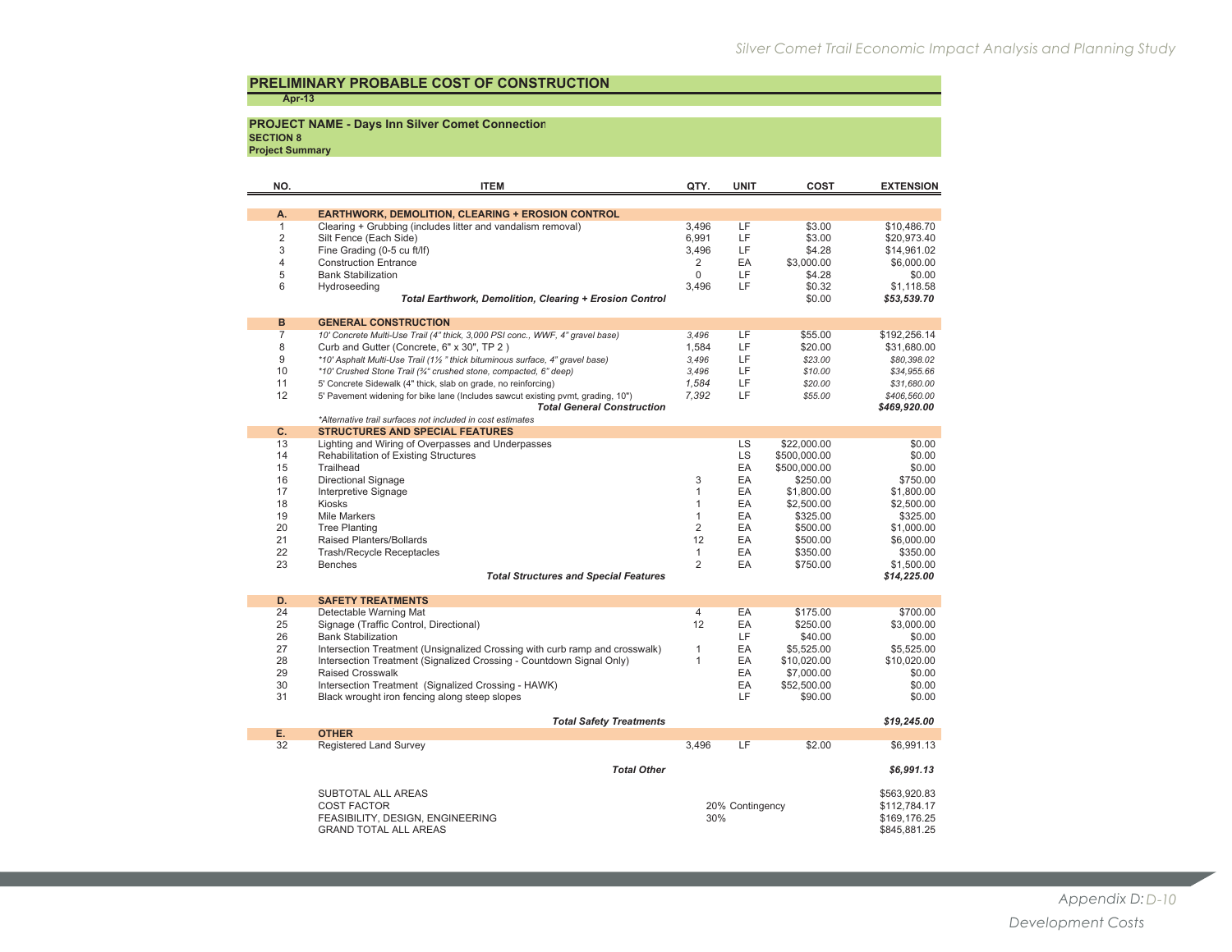# PRELIMINARY PROBABLE COST OF CONSTRUCTION

**Apr-13**

**PROJECT NAME - Days Inn Silver Comet Connection**
**SECTION 8**
**Project Summary**

| NO. | ITEM | QTY. | UNIT | COST | EXTENSION |
|---|---|---|---|---|---|
| **A.** | **EARTHWORK, DEMOLITION, CLEARING + EROSION CONTROL** | | | | |
| 1 | Clearing + Grubbing (includes litter and vandalism removal) | 3,496 | LF | $3.00 | $10,486.70 |
| 2 | Silt Fence (Each Side) | 6,991 | LF | $3.00 | $20,973.40 |
| 3 | Fine Grading (0-5 cu ft/lf) | 3,496 | LF | $4.28 | $14,961.02 |
| 4 | Construction Entrance | 2 | EA | $3,000.00 | $6,000.00 |
| 5 | Bank Stabilization | 0 | LF | $4.28 | $0.00 |
| 6 | Hydroseeding | 3,496 | LF | $0.32 | $1,118.58 |
| | ***Total Earthwork, Demolition, Clearing + Erosion Control*** | | | $0.00 | ***$53,539.70*** |
| **B** | **GENERAL CONSTRUCTION** | | | | |
| 7 | *10' Concrete Multi-Use Trail (4" thick, 3,000 PSI conc., WWF, 4" gravel base)* | *3,496* | LF | $55.00 | $192,256.14 |
| 8 | Curb and Gutter (Concrete, 6" x 30", TP 2 ) | 1,584 | LF | $20.00 | $31,680.00 |
| 9 | *\*10' Asphalt Multi-Use Trail (1½ " thick bituminous surface, 4" gravel base)* | *3,496* | LF | *$23.00* | *$80,398.02* |
| 10 | *\*10' Crushed Stone Trail (¾" crushed stone, compacted, 6" deep)* | *3,496* | LF | *$10.00* | *$34,955.66* |
| 11 | 5' Concrete Sidewalk (4" thick, slab on grade, no reinforcing) | *1,584* | LF | *$20.00* | *$31,680.00* |
| 12 | 5' Pavement widening for bike lane (Includes sawcut existing pvmt, grading, 10") | *7,392* | LF | *$55.00* | *$406,560.00* |
| | ***Total General Construction*** | | | | ***$469,920.00*** |
| | *\*Alternative trail surfaces not included in cost estimates* | | | | |
| **C.** | **STRUCTURES AND SPECIAL FEATURES** | | | | |
| 13 | Lighting and Wiring of Overpasses and Underpasses | | LS | $22,000.00 | $0.00 |
| 14 | Rehabilitation of Existing Structures | | LS | $500,000.00 | $0.00 |
| 15 | Trailhead | | EA | $500,000.00 | $0.00 |
| 16 | Directional Signage | 3 | EA | $250.00 | $750.00 |
| 17 | Interpretive Signage | 1 | EA | $1,800.00 | $1,800.00 |
| 18 | Kiosks | 1 | EA | $2,500.00 | $2,500.00 |
| 19 | Mile Markers | 1 | EA | $325.00 | $325.00 |
| 20 | Tree Planting | 2 | EA | $500.00 | $1,000.00 |
| 21 | Raised Planters/Bollards | 12 | EA | $500.00 | $6,000.00 |
| 22 | Trash/Recycle Receptacles | 1 | EA | $350.00 | $350.00 |
| 23 | Benches | 2 | EA | $750.00 | $1,500.00 |
| | ***Total Structures and Special Features*** | | | | ***$14,225.00*** |
| **D.** | **SAFETY TREATMENTS** | | | | |
| 24 | Detectable Warning Mat | 4 | EA | $175.00 | $700.00 |
| 25 | Signage (Traffic Control, Directional) | 12 | EA | $250.00 | $3,000.00 |
| 26 | Bank Stabilization | | LF | $40.00 | $0.00 |
| 27 | Intersection Treatment (Unsignalized Crossing with curb ramp and crosswalk) | 1 | EA | $5,525.00 | $5,525.00 |
| 28 | Intersection Treatment (Signalized Crossing - Countdown Signal Only) | 1 | EA | $10,020.00 | $10,020.00 |
| 29 | Raised Crosswalk | | EA | $7,000.00 | $0.00 |
| 30 | Intersection Treatment (Signalized Crossing - HAWK) | | EA | $52,500.00 | $0.00 |
| 31 | Black wrought iron fencing along steep slopes | | LF | $90.00 | $0.00 |
| | ***Total Safety Treatments*** | | | | ***$19,245.00*** |
| **E.** | **OTHER** | | | | |
| 32 | Registered Land Survey | 3,496 | LF | $2.00 | $6,991.13 |
| | ***Total Other*** | | | | ***$6,991.13*** |
| | SUBTOTAL ALL AREAS | | | | $563,920.83 |
| | COST FACTOR | 20% Contingency | | | $112,784.17 |
| | FEASIBILITY, DESIGN, ENGINEERING | 30% | | | $169,176.25 |
| | GRAND TOTAL ALL AREAS | | | | $845,881.25 |

Appendix D: D-10

Development Costs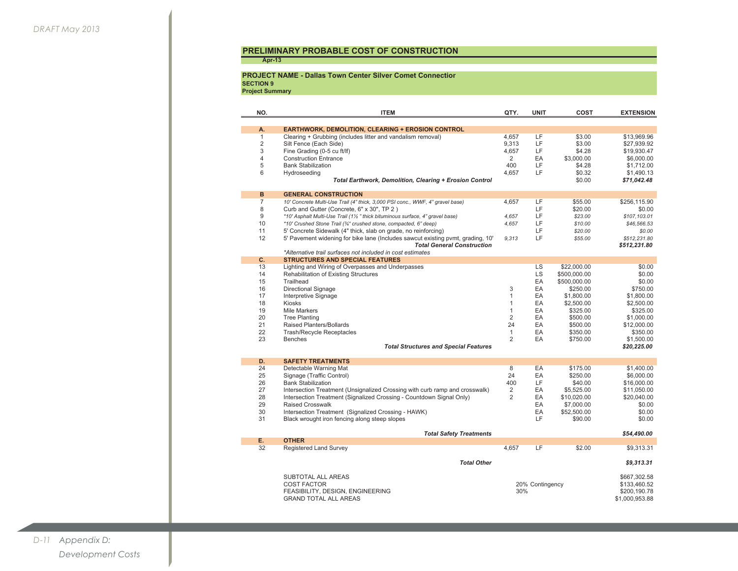## PRELIMINARY PROBABLE COST OF CONSTRUCTION

**Apr-13**

**PROJECT NAME - Dallas Town Center Silver Comet Connectior**
**SECTION 9**
**Project Summary**

| NO. | ITEM | QTY. | UNIT | COST | EXTENSION |
|---|---|---|---|---|---|
| **A.** | **EARTHWORK, DEMOLITION, CLEARING + EROSION CONTROL** | | | | |
| 1 | Clearing + Grubbing (includes litter and vandalism removal) | 4,657 | LF | $3.00 | $13,969.96 |
| 2 | Silt Fence (Each Side) | 9,313 | LF | $3.00 | $27,939.92 |
| 3 | Fine Grading (0-5 cu ft/lf) | 4,657 | LF | $4.28 | $19,930.47 |
| 4 | Construction Entrance | 2 | EA | $3,000.00 | $6,000.00 |
| 5 | Bank Stabilization | 400 | LF | $4.28 | $1,712.00 |
| 6 | Hydroseeding | 4,657 | LF | $0.32 | $1,490.13 |
| | ***Total Earthwork, Demolition, Clearing + Erosion Control*** | | | $0.00 | ***$71,042.48*** |
| **B** | **GENERAL CONSTRUCTION** | | | | |
| 7 | *10' Concrete Multi-Use Trail (4" thick, 3,000 PSI conc., WWF, 4" gravel base)* | 4,657 | LF | $55.00 | $256,115.90 |
| 8 | Curb and Gutter (Concrete, 6" x 30", TP 2 ) | | LF | $20.00 | $0.00 |
| 9 | *\*10' Asphalt Multi-Use Trail (1½ " thick bituminous surface, 4" gravel base)* | *4,657* | LF | *$23.00* | *$107,103.01* |
| 10 | *\*10' Crushed Stone Trail (¾" crushed stone, compacted, 6" deep)* | *4,657* | LF | *$10.00* | *$46,566.53* |
| 11 | 5' Concrete Sidewalk (4" thick, slab on grade, no reinforcing) | | LF | *$20.00* | *$0.00* |
| 12 | 5' Pavement widening for bike lane (Includes sawcut existing pvmt, grading, 10' | *9,313* | LF | *$55.00* | *$512,231.80* |
| | ***Total General Construction*** | | | | ***$512,231.80*** |
| | *\*Alternative trail surfaces not included in cost estimates* | | | | |
| **C.** | **STRUCTURES AND SPECIAL FEATURES** | | | | |
| 13 | Lighting and Wiring of Overpasses and Underpasses | | LS | $22,000.00 | $0.00 |
| 14 | Rehabilitation of Existing Structures | | LS | $500,000.00 | $0.00 |
| 15 | Trailhead | | EA | $500,000.00 | $0.00 |
| 16 | Directional Signage | 3 | EA | $250.00 | $750.00 |
| 17 | Interpretive Signage | 1 | EA | $1,800.00 | $1,800.00 |
| 18 | Kiosks | 1 | EA | $2,500.00 | $2,500.00 |
| 19 | Mile Markers | 1 | EA | $325.00 | $325.00 |
| 20 | Tree Planting | 2 | EA | $500.00 | $1,000.00 |
| 21 | Raised Planters/Bollards | 24 | EA | $500.00 | $12,000.00 |
| 22 | Trash/Recycle Receptacles | 1 | EA | $350.00 | $350.00 |
| 23 | Benches | 2 | EA | $750.00 | $1,500.00 |
| | ***Total Structures and Special Features*** | | | | ***$20,225.00*** |
| **D.** | **SAFETY TREATMENTS** | | | | |
| 24 | Detectable Warning Mat | 8 | EA | $175.00 | $1,400.00 |
| 25 | Signage (Traffic Control) | 24 | EA | $250.00 | $6,000.00 |
| 26 | Bank Stabilization | 400 | LF | $40.00 | $16,000.00 |
| 27 | Intersection Treatment (Unsignalized Crossing with curb ramp and crosswalk) | 2 | EA | $5,525.00 | $11,050.00 |
| 28 | Intersection Treatment (Signalized Crossing - Countdown Signal Only) | 2 | EA | $10,020.00 | $20,040.00 |
| 29 | Raised Crosswalk | | EA | $7,000.00 | $0.00 |
| 30 | Intersection Treatment (Signalized Crossing - HAWK) | | EA | $52,500.00 | $0.00 |
| 31 | Black wrought iron fencing along steep slopes | | LF | $90.00 | $0.00 |
| | ***Total Safety Treatments*** | | | | ***$54,490.00*** |
| **E.** | **OTHER** | | | | |
| 32 | Registered Land Survey | 4,657 | LF | $2.00 | $9,313.31 |
| | ***Total Other*** | | | | ***$9,313.31*** |
| | SUBTOTAL ALL AREAS | | | | $667,302.58 |
| | COST FACTOR | 20% Contingency | | | $133,460.52 |
| | FEASIBILITY, DESIGN, ENGINEERING | 30% | | | $200,190.78 |
| | GRAND TOTAL ALL AREAS | | | | $1,000,953.88 |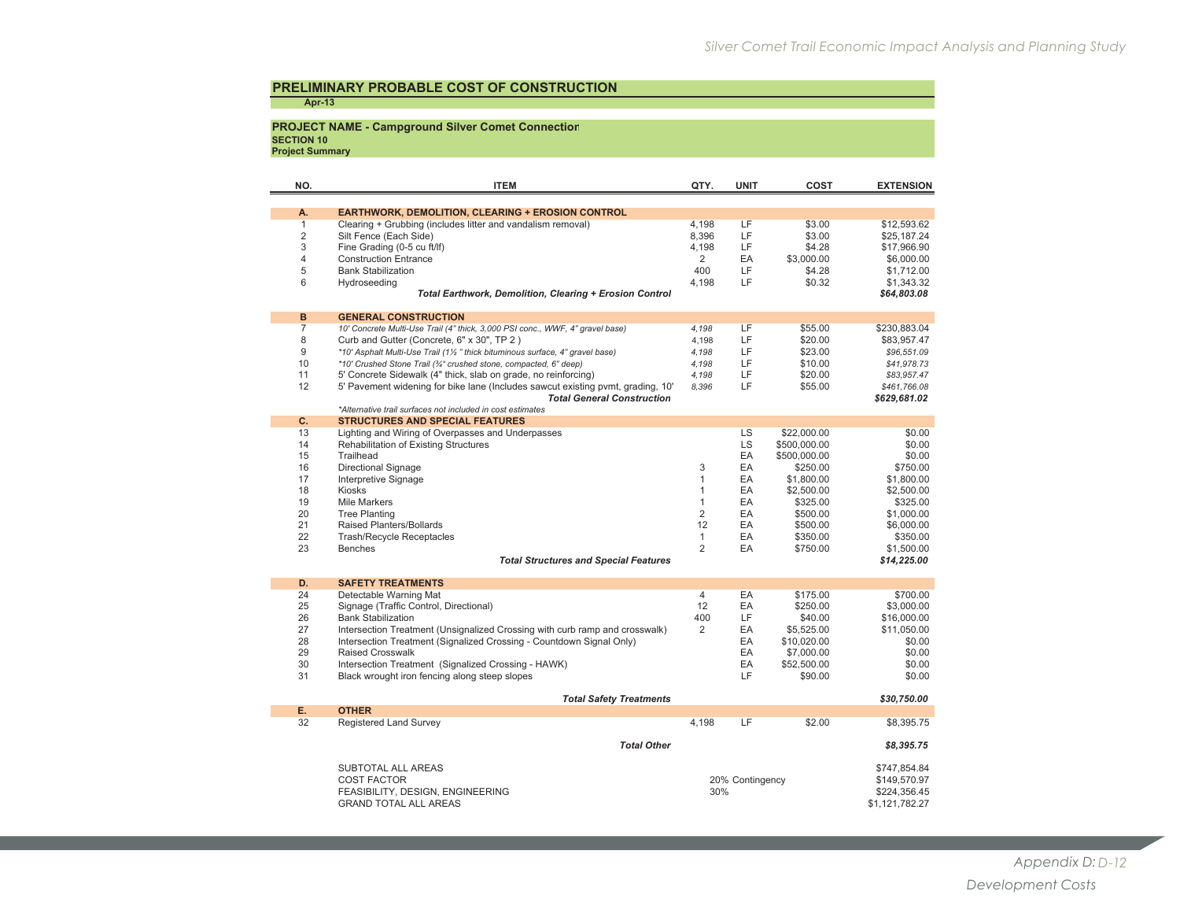## PRELIMINARY PROBABLE COST OF CONSTRUCTION

**Apr-13**

**PROJECT NAME - Campground Silver Comet Connection**
**SECTION 10**
**Project Summary**

| NO. | ITEM | QTY. | UNIT | COST | EXTENSION |
|---|---|---|---|---|---|
| **A.** | **EARTHWORK, DEMOLITION, CLEARING + EROSION CONTROL** | | | | |
| 1 | Clearing + Grubbing (includes litter and vandalism removal) | 4,198 | LF | $3.00 | $12,593.62 |
| 2 | Silt Fence (Each Side) | 8,396 | LF | $3.00 | $25,187.24 |
| 3 | Fine Grading (0-5 cu ft/lf) | 4,198 | LF | $4.28 | $17,966.90 |
| 4 | Construction Entrance | 2 | EA | $3,000.00 | $6,000.00 |
| 5 | Bank Stabilization | 400 | LF | $4.28 | $1,712.00 |
| 6 | Hydroseeding | 4,198 | LF | $0.32 | $1,343.32 |
| | ***Total Earthwork, Demolition, Clearing + Erosion Control*** | | | | ***$64,803.08*** |
| **B** | **GENERAL CONSTRUCTION** | | | | |
| 7 | *10' Concrete Multi-Use Trail (4" thick, 3,000 PSI conc., WWF, 4" gravel base)* | *4,198* | LF | $55.00 | $230,883.04 |
| 8 | Curb and Gutter (Concrete, 6" x 30", TP 2 ) | 4,198 | LF | $20.00 | $83,957.47 |
| 9 | *\*10' Asphalt Multi-Use Trail (1½ " thick bituminous surface, 4" gravel base)* | *4,198* | LF | $23.00 | *$96,551.09* |
| 10 | *\*10' Crushed Stone Trail (¾" crushed stone, compacted, 6" deep)* | *4,198* | LF | $10.00 | *$41,978.73* |
| 11 | 5' Concrete Sidewalk (4" thick, slab on grade, no reinforcing) | 4,198 | LF | $20.00 | *$83,957.47* |
| 12 | 5' Pavement widening for bike lane (Includes sawcut existing pvmt, grading, 10' | 8,396 | LF | $55.00 | *$461,766.08* |
| | ***Total General Construction*** | | | | ***$629,681.02*** |
| | *\*Alternative trail surfaces not included in cost estimates* | | | | |
| **C.** | **STRUCTURES AND SPECIAL FEATURES** | | | | |
| 13 | Lighting and Wiring of Overpasses and Underpasses | | LS | $22,000.00 | $0.00 |
| 14 | Rehabilitation of Existing Structures | | LS | $500,000.00 | $0.00 |
| 15 | Trailhead | | EA | $500,000.00 | $0.00 |
| 16 | Directional Signage | 3 | EA | $250.00 | $750.00 |
| 17 | Interpretive Signage | 1 | EA | $1,800.00 | $1,800.00 |
| 18 | Kiosks | 1 | EA | $2,500.00 | $2,500.00 |
| 19 | Mile Markers | 1 | EA | $325.00 | $325.00 |
| 20 | Tree Planting | 2 | EA | $500.00 | $1,000.00 |
| 21 | Raised Planters/Bollards | 12 | EA | $500.00 | $6,000.00 |
| 22 | Trash/Recycle Receptacles | 1 | EA | $350.00 | $350.00 |
| 23 | Benches | 2 | EA | $750.00 | $1,500.00 |
| | ***Total Structures and Special Features*** | | | | ***$14,225.00*** |
| **D.** | **SAFETY TREATMENTS** | | | | |
| 24 | Detectable Warning Mat | 4 | EA | $175.00 | $700.00 |
| 25 | Signage (Traffic Control, Directional) | 12 | EA | $250.00 | $3,000.00 |
| 26 | Bank Stabilization | 400 | LF | $40.00 | $16,000.00 |
| 27 | Intersection Treatment (Unsignalized Crossing with curb ramp and crosswalk) | 2 | EA | $5,525.00 | $11,050.00 |
| 28 | Intersection Treatment (Signalized Crossing - Countdown Signal Only) | | EA | $10,020.00 | $0.00 |
| 29 | Raised Crosswalk | | EA | $7,000.00 | $0.00 |
| 30 | Intersection Treatment (Signalized Crossing - HAWK) | | EA | $52,500.00 | $0.00 |
| 31 | Black wrought iron fencing along steep slopes | | LF | $90.00 | $0.00 |
| | ***Total Safety Treatments*** | | | | ***$30,750.00*** |
| **E.** | **OTHER** | | | | |
| 32 | Registered Land Survey | 4,198 | LF | $2.00 | $8,395.75 |
| | ***Total Other*** | | | | ***$8,395.75*** |
| | SUBTOTAL ALL AREAS | | | | $747,854.84 |
| | COST FACTOR | 20% Contingency | | | $149,570.97 |
| | FEASIBILITY, DESIGN, ENGINEERING | 30% | | | $224,356.45 |
| | GRAND TOTAL ALL AREAS | | | | $1,121,782.27 |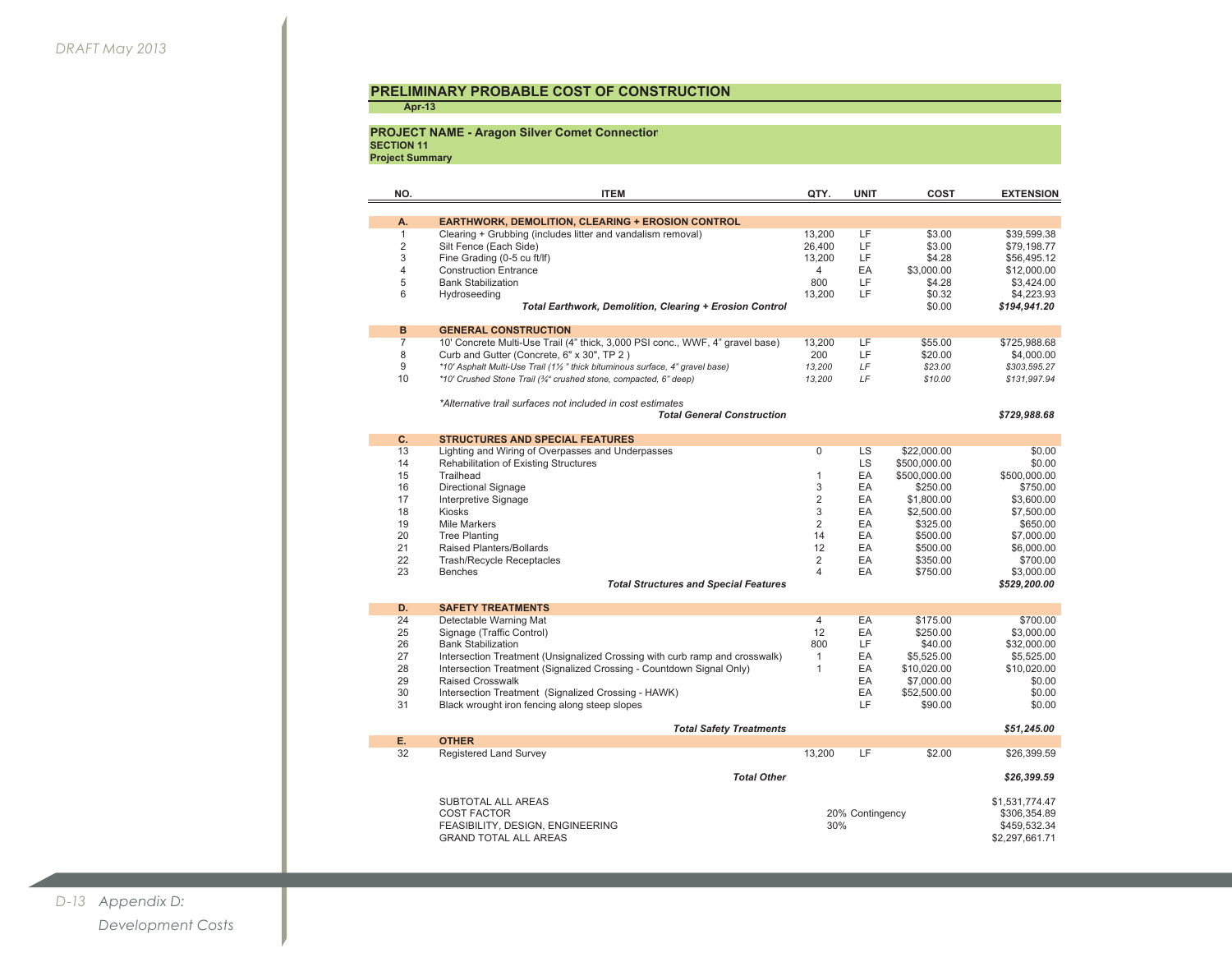## PRELIMINARY PROBABLE COST OF CONSTRUCTION

**Apr-13**

**PROJECT NAME - Aragon Silver Comet Connectior**
**SECTION 11**
**Project Summary**

| NO. | ITEM | QTY. | UNIT | COST | EXTENSION |
|---|---|---|---|---|---|
| **A.** | **EARTHWORK, DEMOLITION, CLEARING + EROSION CONTROL** | | | | |
| 1 | Clearing + Grubbing (includes litter and vandalism removal) | 13,200 | LF | $3.00 | $39,599.38 |
| 2 | Silt Fence (Each Side) | 26,400 | LF | $3.00 | $79,198.77 |
| 3 | Fine Grading (0-5 cu ft/lf) | 13,200 | LF | $4.28 | $56,495.12 |
| 4 | Construction Entrance | 4 | EA | $3,000.00 | $12,000.00 |
| 5 | Bank Stabilization | 800 | LF | $4.28 | $3,424.00 |
| 6 | Hydroseeding | 13,200 | LF | $0.32 | $4,223.93 |
| | ***Total Earthwork, Demolition, Clearing + Erosion Control*** | | | $0.00 | ***$194,941.20*** |
| **B** | **GENERAL CONSTRUCTION** | | | | |
| 7 | 10' Concrete Multi-Use Trail (4" thick, 3,000 PSI conc., WWF, 4" gravel base) | 13,200 | LF | $55.00 | $725,988.68 |
| 8 | Curb and Gutter (Concrete, 6" x 30", TP 2 ) | 200 | LF | $20.00 | $4,000.00 |
| 9 | *\*10' Asphalt Multi-Use Trail (1½ " thick bituminous surface, 4" gravel base)* | *13,200* | *LF* | *$23.00* | *$303,595.27* |
| 10 | *\*10' Crushed Stone Trail (¾" crushed stone, compacted, 6" deep)* | *13,200* | *LF* | *$10.00* | *$131,997.94* |
| | *\*Alternative trail surfaces not included in cost estimates* | | | | |
| | ***Total General Construction*** | | | | ***$729,988.68*** |
| **C.** | **STRUCTURES AND SPECIAL FEATURES** | | | | |
| 13 | Lighting and Wiring of Overpasses and Underpasses | 0 | LS | $22,000.00 | $0.00 |
| 14 | Rehabilitation of Existing Structures | | LS | $500,000.00 | $0.00 |
| 15 | Trailhead | 1 | EA | $500,000.00 | $500,000.00 |
| 16 | Directional Signage | 3 | EA | $250.00 | $750.00 |
| 17 | Interpretive Signage | 2 | EA | $1,800.00 | $3,600.00 |
| 18 | Kiosks | 3 | EA | $2,500.00 | $7,500.00 |
| 19 | Mile Markers | 2 | EA | $325.00 | $650.00 |
| 20 | Tree Planting | 14 | EA | $500.00 | $7,000.00 |
| 21 | Raised Planters/Bollards | 12 | EA | $500.00 | $6,000.00 |
| 22 | Trash/Recycle Receptacles | 2 | EA | $350.00 | $700.00 |
| 23 | Benches | 4 | EA | $750.00 | $3,000.00 |
| | ***Total Structures and Special Features*** | | | | ***$529,200.00*** |
| **D.** | **SAFETY TREATMENTS** | | | | |
| 24 | Detectable Warning Mat | 4 | EA | $175.00 | $700.00 |
| 25 | Signage (Traffic Control) | 12 | EA | $250.00 | $3,000.00 |
| 26 | Bank Stabilization | 800 | LF | $40.00 | $32,000.00 |
| 27 | Intersection Treatment (Unsignalized Crossing with curb ramp and crosswalk) | 1 | EA | $5,525.00 | $5,525.00 |
| 28 | Intersection Treatment (Signalized Crossing - Countdown Signal Only) | 1 | EA | $10,020.00 | $10,020.00 |
| 29 | Raised Crosswalk | | EA | $7,000.00 | $0.00 |
| 30 | Intersection Treatment (Signalized Crossing - HAWK) | | EA | $52,500.00 | $0.00 |
| 31 | Black wrought iron fencing along steep slopes | | LF | $90.00 | $0.00 |
| | ***Total Safety Treatments*** | | | | ***$51,245.00*** |
| **E.** | **OTHER** | | | | |
| 32 | Registered Land Survey | 13,200 | LF | $2.00 | $26,399.59 |
| | ***Total Other*** | | | | ***$26,399.59*** |
| | SUBTOTAL ALL AREAS | | | | $1,531,774.47 |
| | COST FACTOR | 20% Contingency | | | $306,354.89 |
| | FEASIBILITY, DESIGN, ENGINEERING | 30% | | | $459,532.34 |
| | GRAND TOTAL ALL AREAS | | | | $2,297,661.71 |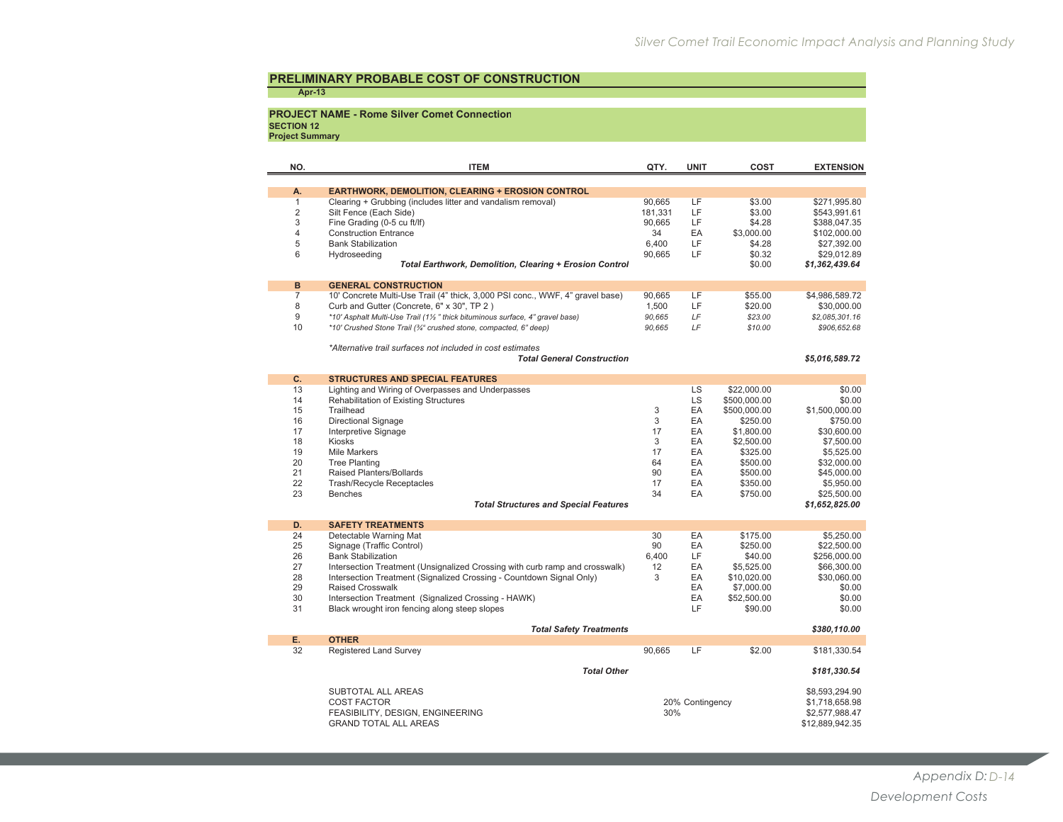## PRELIMINARY PROBABLE COST OF CONSTRUCTION

**Apr-13**

**PROJECT NAME - Rome Silver Comet Connection**
**SECTION 12**
**Project Summary**

| NO. | ITEM | QTY. | UNIT | COST | EXTENSION |
|---|---|---|---|---|---|
| **A.** | **EARTHWORK, DEMOLITION, CLEARING + EROSION CONTROL** | | | | |
| 1 | Clearing + Grubbing (includes litter and vandalism removal) | 90,665 | LF | $3.00 | $271,995.80 |
| 2 | Silt Fence (Each Side) | 181,331 | LF | $3.00 | $543,991.61 |
| 3 | Fine Grading (0-5 cu ft/lf) | 90,665 | LF | $4.28 | $388,047.35 |
| 4 | Construction Entrance | 34 | EA | $3,000.00 | $102,000.00 |
| 5 | Bank Stabilization | 6,400 | LF | $4.28 | $27,392.00 |
| 6 | Hydroseeding | 90,665 | LF | $0.32 | $29,012.89 |
| | ***Total Earthwork, Demolition, Clearing + Erosion Control*** | | | $0.00 | ***$1,362,439.64*** |
| **B** | **GENERAL CONSTRUCTION** | | | | |
| 7 | 10' Concrete Multi-Use Trail (4" thick, 3,000 PSI conc., WWF, 4" gravel base) | 90,665 | LF | $55.00 | $4,986,589.72 |
| 8 | Curb and Gutter (Concrete, 6" x 30", TP 2 ) | 1,500 | LF | $20.00 | $30,000.00 |
| 9 | *\*10' Asphalt Multi-Use Trail (1½ " thick bituminous surface, 4" gravel base)* | *90,665* | *LF* | *$23.00* | *$2,085,301.16* |
| 10 | *\*10' Crushed Stone Trail (¾" crushed stone, compacted, 6" deep)* | *90,665* | *LF* | *$10.00* | *$906,652.68* |
| | *\*Alternative trail surfaces not included in cost estimates* | | | | |
| | ***Total General Construction*** | | | | ***$5,016,589.72*** |
| **C.** | **STRUCTURES AND SPECIAL FEATURES** | | | | |
| 13 | Lighting and Wiring of Overpasses and Underpasses | | LS | $22,000.00 | $0.00 |
| 14 | Rehabilitation of Existing Structures | | LS | $500,000.00 | $0.00 |
| 15 | Trailhead | 3 | EA | $500,000.00 | $1,500,000.00 |
| 16 | Directional Signage | 3 | EA | $250.00 | $750.00 |
| 17 | Interpretive Signage | 17 | EA | $1,800.00 | $30,600.00 |
| 18 | Kiosks | 3 | EA | $2,500.00 | $7,500.00 |
| 19 | Mile Markers | 17 | EA | $325.00 | $5,525.00 |
| 20 | Tree Planting | 64 | EA | $500.00 | $32,000.00 |
| 21 | Raised Planters/Bollards | 90 | EA | $500.00 | $45,000.00 |
| 22 | Trash/Recycle Receptacles | 17 | EA | $350.00 | $5,950.00 |
| 23 | Benches | 34 | EA | $750.00 | $25,500.00 |
| | ***Total Structures and Special Features*** | | | | ***$1,652,825.00*** |
| **D.** | **SAFETY TREATMENTS** | | | | |
| 24 | Detectable Warning Mat | 30 | EA | $175.00 | $5,250.00 |
| 25 | Signage (Traffic Control) | 90 | EA | $250.00 | $22,500.00 |
| 26 | Bank Stabilization | 6,400 | LF | $40.00 | $256,000.00 |
| 27 | Intersection Treatment (Unsignalized Crossing with curb ramp and crosswalk) | 12 | EA | $5,525.00 | $66,300.00 |
| 28 | Intersection Treatment (Signalized Crossing - Countdown Signal Only) | 3 | EA | $10,020.00 | $30,060.00 |
| 29 | Raised Crosswalk | | EA | $7,000.00 | $0.00 |
| 30 | Intersection Treatment (Signalized Crossing - HAWK) | | EA | $52,500.00 | $0.00 |
| 31 | Black wrought iron fencing along steep slopes | | LF | $90.00 | $0.00 |
| | ***Total Safety Treatments*** | | | | ***$380,110.00*** |
| **E.** | **OTHER** | | | | |
| 32 | Registered Land Survey | 90,665 | LF | $2.00 | $181,330.54 |
| | ***Total Other*** | | | | ***$181,330.54*** |
| | SUBTOTAL ALL AREAS | | | | $8,593,294.90 |
| | COST FACTOR | 20% Contingency | | | $1,718,658.98 |
| | FEASIBILITY, DESIGN, ENGINEERING | 30% | | | $2,577,988.47 |
| | GRAND TOTAL ALL AREAS | | | | $12,889,942.35 |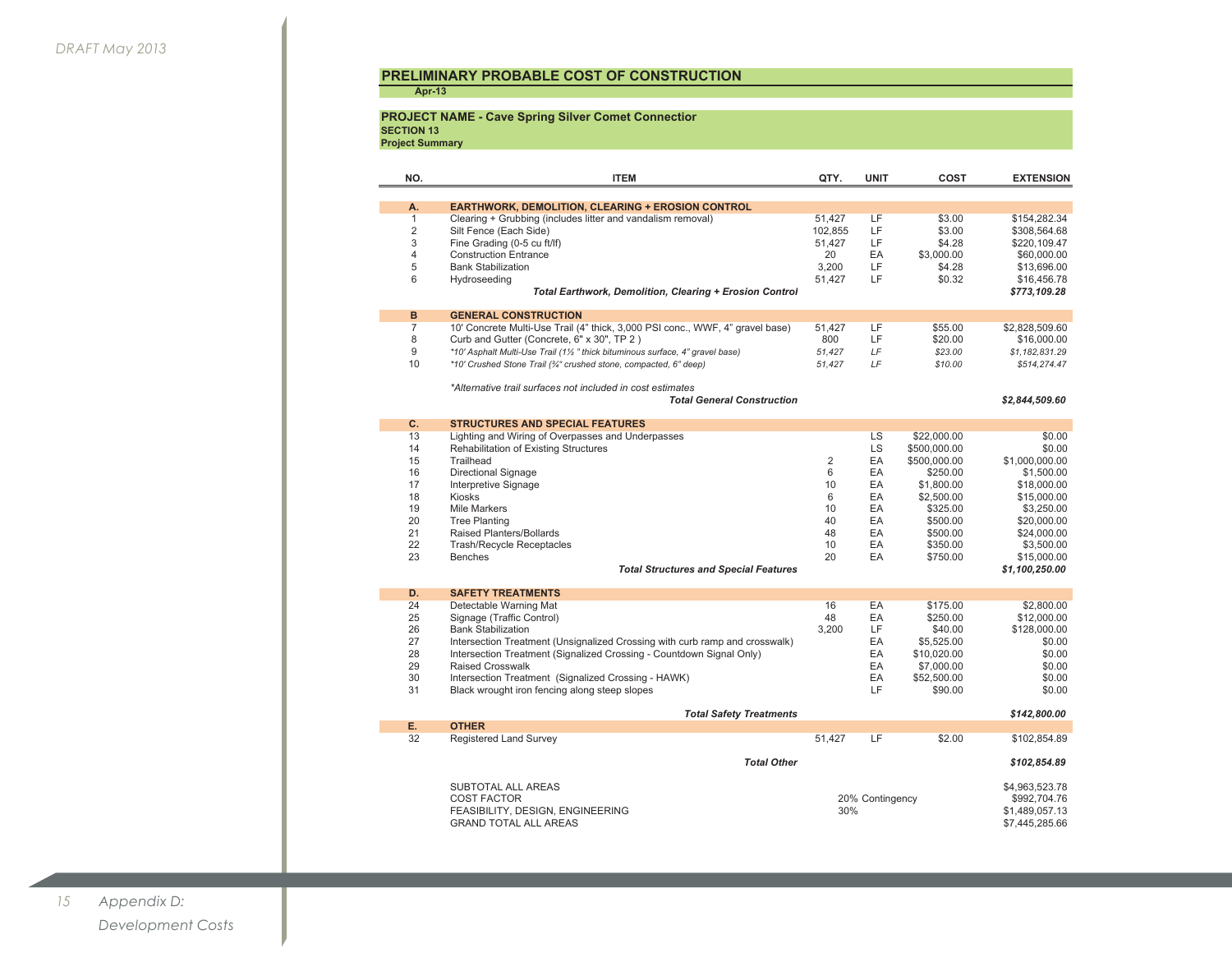## PRELIMINARY PROBABLE COST OF CONSTRUCTION

**Apr-13**

### PROJECT NAME - Cave Spring Silver Comet Connectior

**SECTION 13**

**Project Summary**

| NO. | ITEM | QTY. | UNIT | COST | EXTENSION |
|---|---|---|---|---|---|
| **A.** | **EARTHWORK, DEMOLITION, CLEARING + EROSION CONTROL** | | | | |
| 1 | Clearing + Grubbing (includes litter and vandalism removal) | 51,427 | LF | $3.00 | $154,282.34 |
| 2 | Silt Fence (Each Side) | 102,855 | LF | $3.00 | $308,564.68 |
| 3 | Fine Grading (0-5 cu ft/lf) | 51,427 | LF | $4.28 | $220,109.47 |
| 4 | Construction Entrance | 20 | EA | $3,000.00 | $60,000.00 |
| 5 | Bank Stabilization | 3,200 | LF | $4.28 | $13,696.00 |
| 6 | Hydroseeding | 51,427 | LF | $0.32 | $16,456.78 |
| | ***Total Earthwork, Demolition, Clearing + Erosion Control*** | | | | ***$773,109.28*** |
| **B** | **GENERAL CONSTRUCTION** | | | | |
| 7 | 10' Concrete Multi-Use Trail (4" thick, 3,000 PSI conc., WWF, 4" gravel base) | 51,427 | LF | $55.00 | $2,828,509.60 |
| 8 | Curb and Gutter (Concrete, 6" x 30", TP 2 ) | 800 | LF | $20.00 | $16,000.00 |
| 9 | *\*10' Asphalt Multi-Use Trail (1½ " thick bituminous surface, 4" gravel base)* | *51,427* | *LF* | *$23.00* | *$1,182,831.29* |
| 10 | *\*10' Crushed Stone Trail (¾" crushed stone, compacted, 6" deep)* | *51,427* | *LF* | *$10.00* | *$514,274.47* |
| | *\*Alternative trail surfaces not included in cost estimates* | | | | |
| | ***Total General Construction*** | | | | ***$2,844,509.60*** |
| **C.** | **STRUCTURES AND SPECIAL FEATURES** | | | | |
| 13 | Lighting and Wiring of Overpasses and Underpasses | | LS | $22,000.00 | $0.00 |
| 14 | Rehabilitation of Existing Structures | | LS | $500,000.00 | $0.00 |
| 15 | Trailhead | 2 | EA | $500,000.00 | $1,000,000.00 |
| 16 | Directional Signage | 6 | EA | $250.00 | $1,500.00 |
| 17 | Interpretive Signage | 10 | EA | $1,800.00 | $18,000.00 |
| 18 | Kiosks | 6 | EA | $2,500.00 | $15,000.00 |
| 19 | Mile Markers | 10 | EA | $325.00 | $3,250.00 |
| 20 | Tree Planting | 40 | EA | $500.00 | $20,000.00 |
| 21 | Raised Planters/Bollards | 48 | EA | $500.00 | $24,000.00 |
| 22 | Trash/Recycle Receptacles | 10 | EA | $350.00 | $3,500.00 |
| 23 | Benches | 20 | EA | $750.00 | $15,000.00 |
| | ***Total Structures and Special Features*** | | | | ***$1,100,250.00*** |
| **D.** | **SAFETY TREATMENTS** | | | | |
| 24 | Detectable Warning Mat | 16 | EA | $175.00 | $2,800.00 |
| 25 | Signage (Traffic Control) | 48 | EA | $250.00 | $12,000.00 |
| 26 | Bank Stabilization | 3,200 | LF | $40.00 | $128,000.00 |
| 27 | Intersection Treatment (Unsignalized Crossing with curb ramp and crosswalk) | | EA | $5,525.00 | $0.00 |
| 28 | Intersection Treatment (Signalized Crossing - Countdown Signal Only) | | EA | $10,020.00 | $0.00 |
| 29 | Raised Crosswalk | | EA | $7,000.00 | $0.00 |
| 30 | Intersection Treatment (Signalized Crossing - HAWK) | | EA | $52,500.00 | $0.00 |
| 31 | Black wrought iron fencing along steep slopes | | LF | $90.00 | $0.00 |
| | ***Total Safety Treatments*** | | | | ***$142,800.00*** |
| **E.** | **OTHER** | | | | |
| 32 | Registered Land Survey | 51,427 | LF | $2.00 | $102,854.89 |
| | ***Total Other*** | | | | ***$102,854.89*** |
| | SUBTOTAL ALL AREAS | | | | $4,963,523.78 |
| | COST FACTOR | 20% Contingency | | | $992,704.76 |
| | FEASIBILITY, DESIGN, ENGINEERING | 30% | | | $1,489,057.13 |
| | GRAND TOTAL ALL AREAS | | | | $7,445,285.66 |